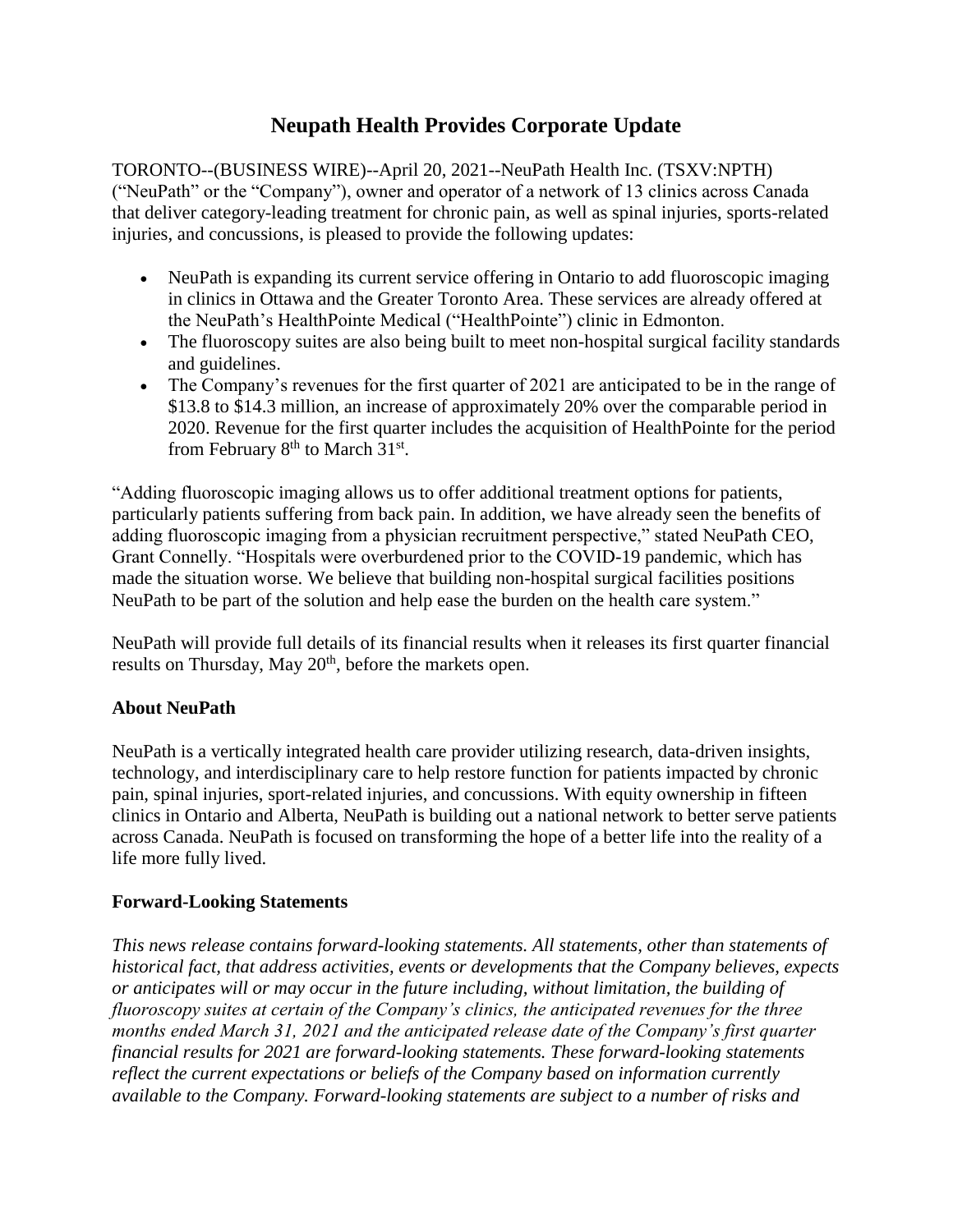# Neupath Health Provides Corporate Update

TORONTO--(BUSINESS WIRE)--April 20, 2021--NeuPath Health Inc. (TSXV:NPTH) ("NeuPath" or the "Company"), owner and operator of a network of 13 clinics across Canada that deliver category-leading treatment for chronic pain, as well as spinal injuries, sports-related injuries, and concussions, is pleased to provide the following updates:

- NeuPath is expanding its current service offering in Ontario to add fluoroscopic imaging in clinics in Ottawa and the Greater Toronto Area. These services are already offered at the NeuPath's HealthPointe Medical ("HealthPointe") clinic in Edmonton.
- The fluoroscopy suites are also being built to meet non-hospital surgical facility standards and guidelines.
- The Company's revenues for the first quarter of 2021 are anticipated to be in the range of $13.8 to $14.3 million, an increase of approximately 20% over the comparable period in 2020. Revenue for the first quarter includes the acquisition of HealthPointe for the period from February 8th to March 31st.

"Adding fluoroscopic imaging allows us to offer additional treatment options for patients, particularly patients suffering from back pain. In addition, we have already seen the benefits of adding fluoroscopic imaging from a physician recruitment perspective," stated NeuPath CEO, Grant Connelly. "Hospitals were overburdened prior to the COVID-19 pandemic, which has made the situation worse. We believe that building non-hospital surgical facilities positions NeuPath to be part of the solution and help ease the burden on the health care system."

NeuPath will provide full details of its financial results when it releases its first quarter financial results on Thursday, May 20th, before the markets open.

**About NeuPath**

NeuPath is a vertically integrated health care provider utilizing research, data-driven insights, technology, and interdisciplinary care to help restore function for patients impacted by chronic pain, spinal injuries, sport-related injuries, and concussions. With equity ownership in fifteen clinics in Ontario and Alberta, NeuPath is building out a national network to better serve patients across Canada. NeuPath is focused on transforming the hope of a better life into the reality of a life more fully lived.

**Forward-Looking Statements**

*This news release contains forward-looking statements. All statements, other than statements of historical fact, that address activities, events or developments that the Company believes, expects or anticipates will or may occur in the future including, without limitation, the building of fluoroscopy suites at certain of the Company's clinics, the anticipated revenues for the three months ended March 31, 2021 and the anticipated release date of the Company's first quarter financial results for 2021 are forward-looking statements. These forward-looking statements reflect the current expectations or beliefs of the Company based on information currently available to the Company. Forward-looking statements are subject to a number of risks and*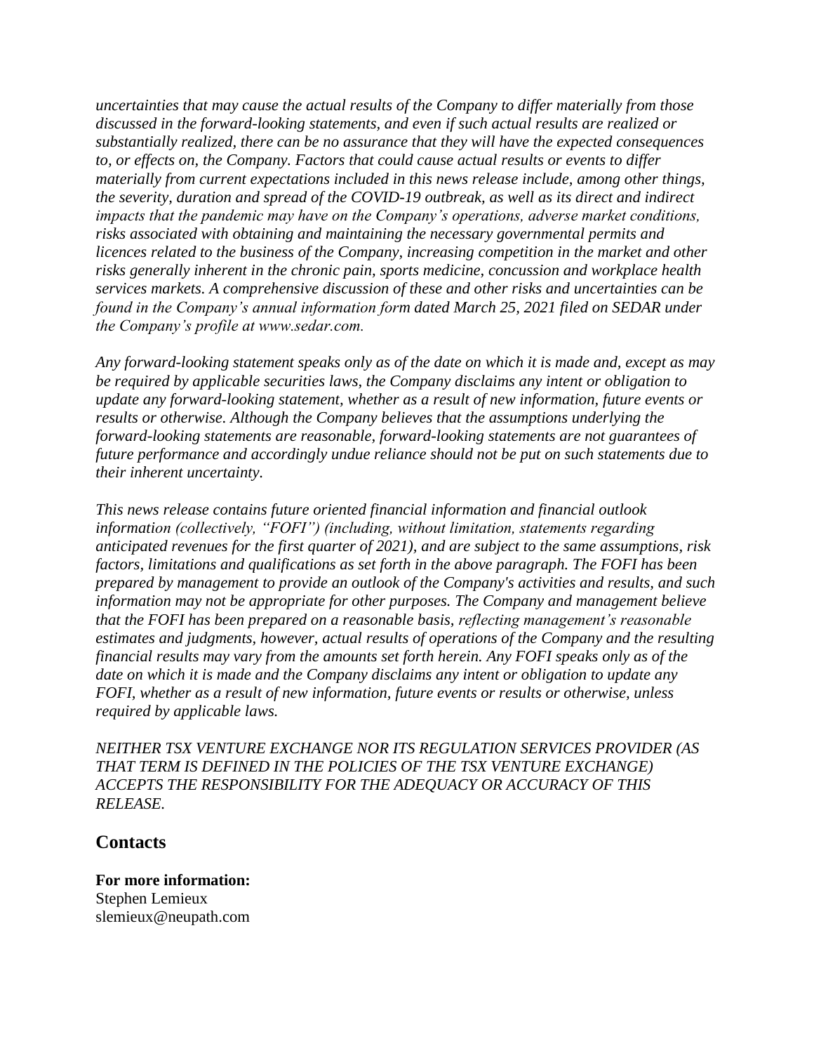*uncertainties that may cause the actual results of the Company to differ materially from those discussed in the forward-looking statements, and even if such actual results are realized or substantially realized, there can be no assurance that they will have the expected consequences to, or effects on, the Company. Factors that could cause actual results or events to differ materially from current expectations included in this news release include, among other things, the severity, duration and spread of the COVID-19 outbreak, as well as its direct and indirect impacts that the pandemic may have on the Company's operations, adverse market conditions, risks associated with obtaining and maintaining the necessary governmental permits and licences related to the business of the Company, increasing competition in the market and other risks generally inherent in the chronic pain, sports medicine, concussion and workplace health services markets. A comprehensive discussion of these and other risks and uncertainties can be found in the Company's annual information form dated March 25, 2021 filed on SEDAR under the Company's profile at www.sedar.com.*

*Any forward-looking statement speaks only as of the date on which it is made and, except as may be required by applicable securities laws, the Company disclaims any intent or obligation to update any forward-looking statement, whether as a result of new information, future events or results or otherwise. Although the Company believes that the assumptions underlying the forward-looking statements are reasonable, forward-looking statements are not guarantees of future performance and accordingly undue reliance should not be put on such statements due to their inherent uncertainty.*

*This news release contains future oriented financial information and financial outlook information (collectively, "FOFI") (including, without limitation, statements regarding anticipated revenues for the first quarter of 2021), and are subject to the same assumptions, risk factors, limitations and qualifications as set forth in the above paragraph. The FOFI has been prepared by management to provide an outlook of the Company's activities and results, and such information may not be appropriate for other purposes. The Company and management believe that the FOFI has been prepared on a reasonable basis, reflecting management's reasonable estimates and judgments, however, actual results of operations of the Company and the resulting financial results may vary from the amounts set forth herein. Any FOFI speaks only as of the date on which it is made and the Company disclaims any intent or obligation to update any FOFI, whether as a result of new information, future events or results or otherwise, unless required by applicable laws.*

*NEITHER TSX VENTURE EXCHANGE NOR ITS REGULATION SERVICES PROVIDER (AS THAT TERM IS DEFINED IN THE POLICIES OF THE TSX VENTURE EXCHANGE) ACCEPTS THE RESPONSIBILITY FOR THE ADEQUACY OR ACCURACY OF THIS RELEASE.*

## Contacts

**For more information:**
Stephen Lemieux
slemieux@neupath.com